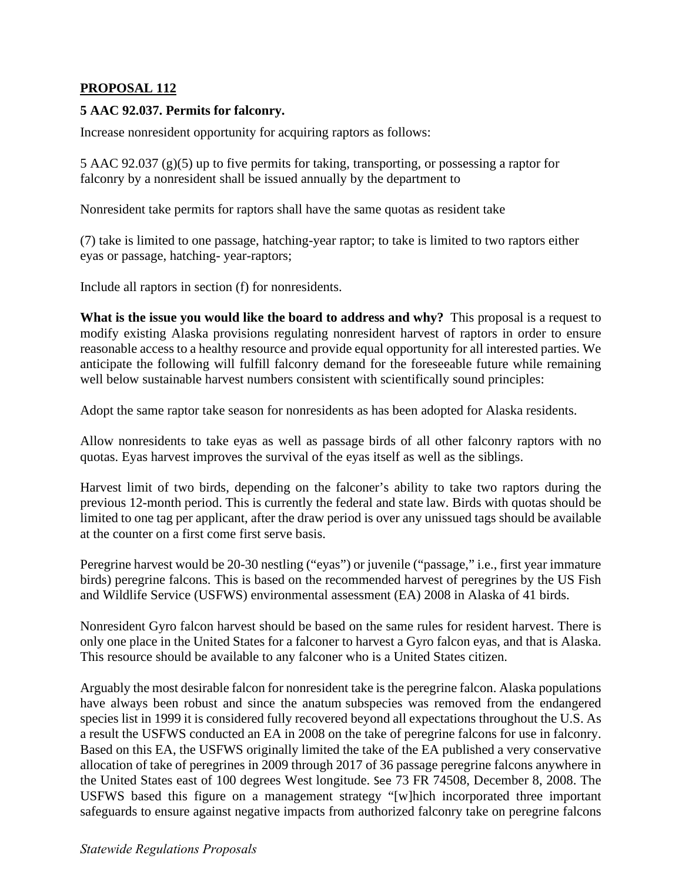## PROPOSAL 112

**5 AAC 92.037. Permits for falconry.**

Increase nonresident opportunity for acquiring raptors as follows:

5 AAC 92.037 (g)(5) up to five permits for taking, transporting, or possessing a raptor for falconry by a nonresident shall be issued annually by the department to

Nonresident take permits for raptors shall have the same quotas as resident take

(7) take is limited to one passage, hatching-year raptor; to take is limited to two raptors either eyas or passage, hatching- year-raptors;

Include all raptors in section (f) for nonresidents.

**What is the issue you would like the board to address and why?** This proposal is a request to modify existing Alaska provisions regulating nonresident harvest of raptors in order to ensure reasonable access to a healthy resource and provide equal opportunity for all interested parties. We anticipate the following will fulfill falconry demand for the foreseeable future while remaining well below sustainable harvest numbers consistent with scientifically sound principles:

Adopt the same raptor take season for nonresidents as has been adopted for Alaska residents.

Allow nonresidents to take eyas as well as passage birds of all other falconry raptors with no quotas. Eyas harvest improves the survival of the eyas itself as well as the siblings.

Harvest limit of two birds, depending on the falconer's ability to take two raptors during the previous 12-month period. This is currently the federal and state law. Birds with quotas should be limited to one tag per applicant, after the draw period is over any unissued tags should be available at the counter on a first come first serve basis.

Peregrine harvest would be 20-30 nestling ("eyas") or juvenile ("passage," i.e., first year immature birds) peregrine falcons. This is based on the recommended harvest of peregrines by the US Fish and Wildlife Service (USFWS) environmental assessment (EA) 2008 in Alaska of 41 birds.

Nonresident Gyro falcon harvest should be based on the same rules for resident harvest. There is only one place in the United States for a falconer to harvest a Gyro falcon eyas, and that is Alaska. This resource should be available to any falconer who is a United States citizen.

Arguably the most desirable falcon for nonresident take is the peregrine falcon. Alaska populations have always been robust and since the anatum subspecies was removed from the endangered species list in 1999 it is considered fully recovered beyond all expectations throughout the U.S. As a result the USFWS conducted an EA in 2008 on the take of peregrine falcons for use in falconry. Based on this EA, the USFWS originally limited the take of the EA published a very conservative allocation of take of peregrines in 2009 through 2017 of 36 passage peregrine falcons anywhere in the United States east of 100 degrees West longitude. See 73 FR 74508, December 8, 2008. The USFWS based this figure on a management strategy "[w]hich incorporated three important safeguards to ensure against negative impacts from authorized falconry take on peregrine falcons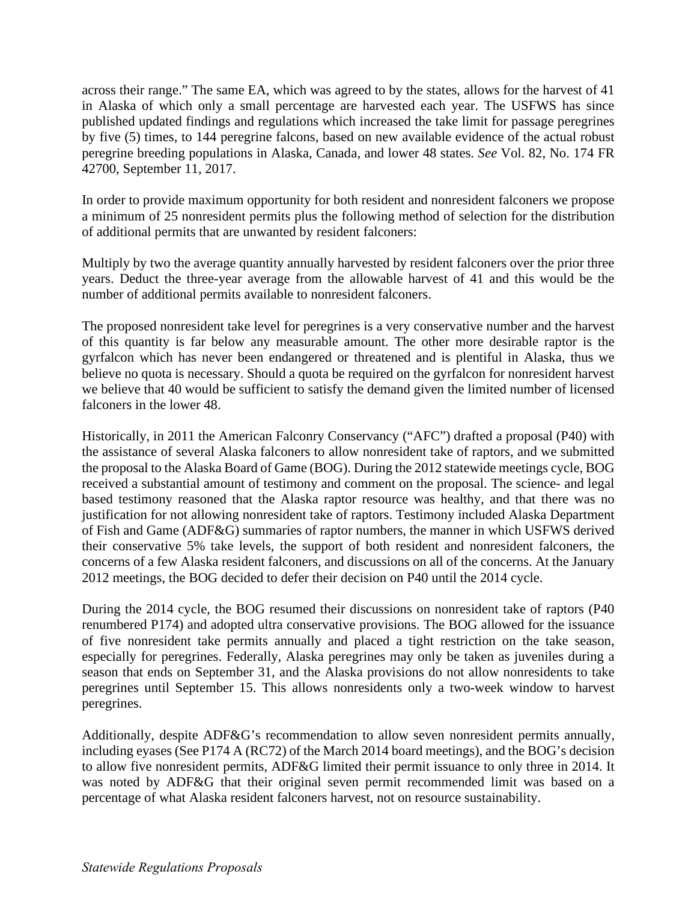across their range." The same EA, which was agreed to by the states, allows for the harvest of 41 in Alaska of which only a small percentage are harvested each year. The USFWS has since published updated findings and regulations which increased the take limit for passage peregrines by five (5) times, to 144 peregrine falcons, based on new available evidence of the actual robust peregrine breeding populations in Alaska, Canada, and lower 48 states. *See* Vol. 82, No. 174 FR 42700, September 11, 2017.

In order to provide maximum opportunity for both resident and nonresident falconers we propose a minimum of 25 nonresident permits plus the following method of selection for the distribution of additional permits that are unwanted by resident falconers:

Multiply by two the average quantity annually harvested by resident falconers over the prior three years. Deduct the three-year average from the allowable harvest of 41 and this would be the number of additional permits available to nonresident falconers.

The proposed nonresident take level for peregrines is a very conservative number and the harvest of this quantity is far below any measurable amount. The other more desirable raptor is the gyrfalcon which has never been endangered or threatened and is plentiful in Alaska, thus we believe no quota is necessary. Should a quota be required on the gyrfalcon for nonresident harvest we believe that 40 would be sufficient to satisfy the demand given the limited number of licensed falconers in the lower 48.

Historically, in 2011 the American Falconry Conservancy ("AFC") drafted a proposal (P40) with the assistance of several Alaska falconers to allow nonresident take of raptors, and we submitted the proposal to the Alaska Board of Game (BOG). During the 2012 statewide meetings cycle, BOG received a substantial amount of testimony and comment on the proposal. The science- and legal based testimony reasoned that the Alaska raptor resource was healthy, and that there was no justification for not allowing nonresident take of raptors. Testimony included Alaska Department of Fish and Game (ADF&G) summaries of raptor numbers, the manner in which USFWS derived their conservative 5% take levels, the support of both resident and nonresident falconers, the concerns of a few Alaska resident falconers, and discussions on all of the concerns. At the January 2012 meetings, the BOG decided to defer their decision on P40 until the 2014 cycle.

During the 2014 cycle, the BOG resumed their discussions on nonresident take of raptors (P40 renumbered P174) and adopted ultra conservative provisions. The BOG allowed for the issuance of five nonresident take permits annually and placed a tight restriction on the take season, especially for peregrines. Federally, Alaska peregrines may only be taken as juveniles during a season that ends on September 31, and the Alaska provisions do not allow nonresidents to take peregrines until September 15. This allows nonresidents only a two-week window to harvest peregrines.

Additionally, despite ADF&G's recommendation to allow seven nonresident permits annually, including eyases (See P174 A (RC72) of the March 2014 board meetings), and the BOG's decision to allow five nonresident permits, ADF&G limited their permit issuance to only three in 2014. It was noted by ADF&G that their original seven permit recommended limit was based on a percentage of what Alaska resident falconers harvest, not on resource sustainability.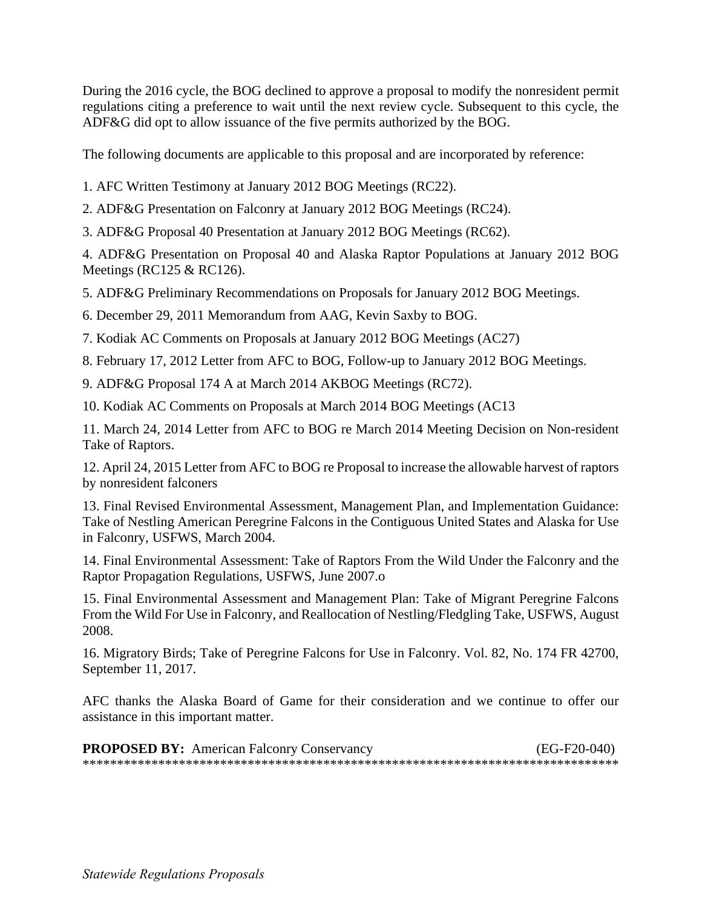During the 2016 cycle, the BOG declined to approve a proposal to modify the nonresident permit regulations citing a preference to wait until the next review cycle. Subsequent to this cycle, the ADF&G did opt to allow issuance of the five permits authorized by the BOG.

The following documents are applicable to this proposal and are incorporated by reference:

1. AFC Written Testimony at January 2012 BOG Meetings (RC22).

2. ADF&G Presentation on Falconry at January 2012 BOG Meetings (RC24).

3. ADF&G Proposal 40 Presentation at January 2012 BOG Meetings (RC62).

4. ADF&G Presentation on Proposal 40 and Alaska Raptor Populations at January 2012 BOG Meetings (RC125 & RC126).

5. ADF&G Preliminary Recommendations on Proposals for January 2012 BOG Meetings.

6. December 29, 2011 Memorandum from AAG, Kevin Saxby to BOG.

7. Kodiak AC Comments on Proposals at January 2012 BOG Meetings (AC27)

8. February 17, 2012 Letter from AFC to BOG, Follow-up to January 2012 BOG Meetings.

9. ADF&G Proposal 174 A at March 2014 AKBOG Meetings (RC72).

10. Kodiak AC Comments on Proposals at March 2014 BOG Meetings (AC13

11. March 24, 2014 Letter from AFC to BOG re March 2014 Meeting Decision on Non-resident Take of Raptors.

12. April 24, 2015 Letter from AFC to BOG re Proposal to increase the allowable harvest of raptors by nonresident falconers

13. Final Revised Environmental Assessment, Management Plan, and Implementation Guidance: Take of Nestling American Peregrine Falcons in the Contiguous United States and Alaska for Use in Falconry, USFWS, March 2004.

14. Final Environmental Assessment: Take of Raptors From the Wild Under the Falconry and the Raptor Propagation Regulations, USFWS, June 2007.o

15. Final Environmental Assessment and Management Plan: Take of Migrant Peregrine Falcons From the Wild For Use in Falconry, and Reallocation of Nestling/Fledgling Take, USFWS, August 2008.

16. Migratory Birds; Take of Peregrine Falcons for Use in Falconry. Vol. 82, No. 174 FR 42700, September 11, 2017.

AFC thanks the Alaska Board of Game for their consideration and we continue to offer our assistance in this important matter.

**PROPOSED BY:** American Falconry Conservancy (EG-F20-040)

******************************************************************************